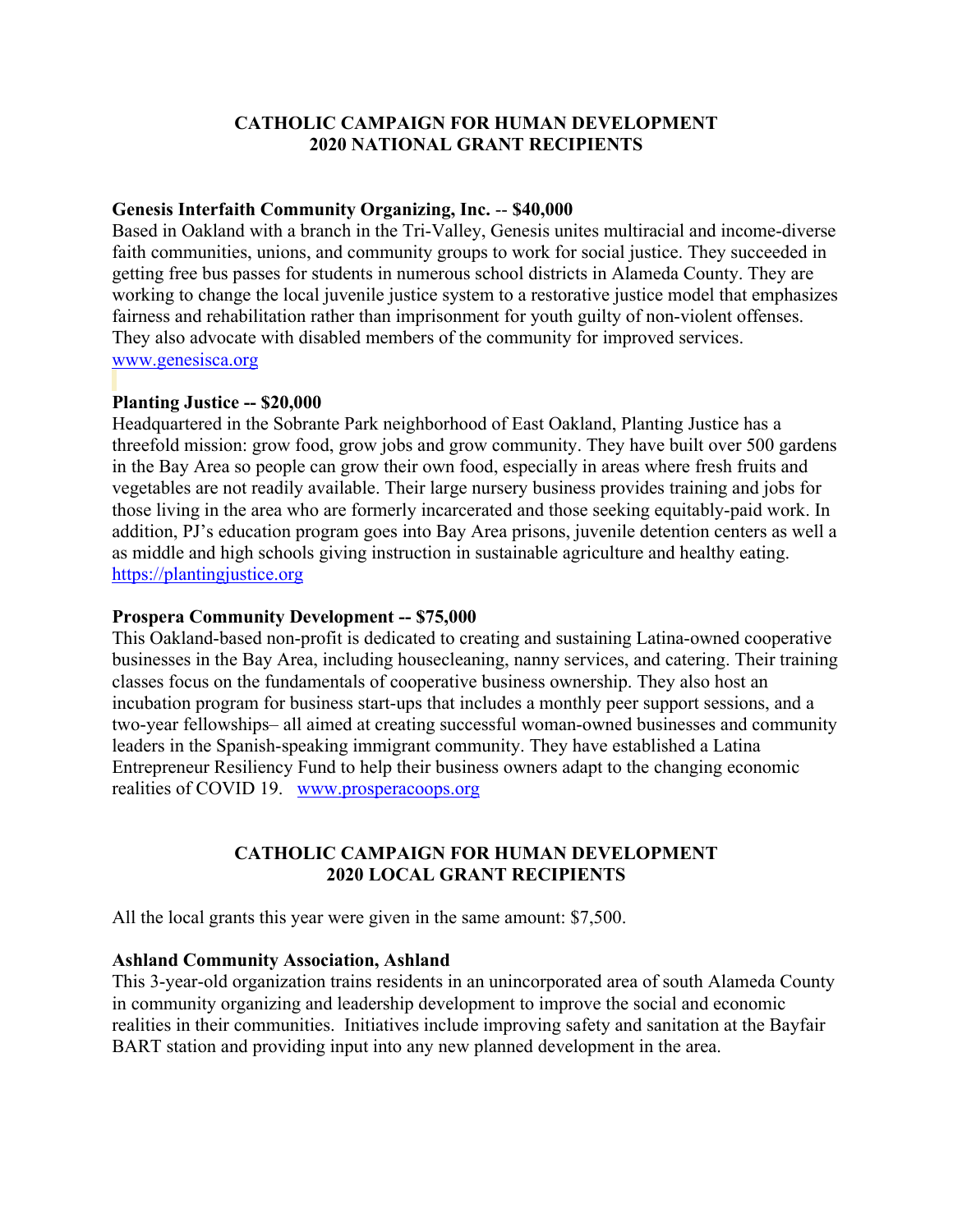**CATHOLIC CAMPAIGN FOR HUMAN DEVELOPMENT**
**2020 NATIONAL GRANT RECIPIENTS**

**Genesis Interfaith Community Organizing, Inc.** -- **$40,000**
Based in Oakland with a branch in the Tri-Valley, Genesis unites multiracial and income-diverse faith communities, unions, and community groups to work for social justice. They succeeded in getting free bus passes for students in numerous school districts in Alameda County. They are working to change the local juvenile justice system to a restorative justice model that emphasizes fairness and rehabilitation rather than imprisonment for youth guilty of non-violent offenses. They also advocate with disabled members of the community for improved services.
www.genesisca.org

**Planting Justice -- $20,000**
Headquartered in the Sobrante Park neighborhood of East Oakland, Planting Justice has a threefold mission: grow food, grow jobs and grow community. They have built over 500 gardens in the Bay Area so people can grow their own food, especially in areas where fresh fruits and vegetables are not readily available. Their large nursery business provides training and jobs for those living in the area who are formerly incarcerated and those seeking equitably-paid work. In addition, PJ's education program goes into Bay Area prisons, juvenile detention centers as well a as middle and high schools giving instruction in sustainable agriculture and healthy eating.
https://plantingjustice.org

**Prospera Community Development -- $75,000**
This Oakland-based non-profit is dedicated to creating and sustaining Latina-owned cooperative businesses in the Bay Area, including housecleaning, nanny services, and catering. Their training classes focus on the fundamentals of cooperative business ownership. They also host an incubation program for business start-ups that includes a monthly peer support sessions, and a two-year fellowships– all aimed at creating successful woman-owned businesses and community leaders in the Spanish-speaking immigrant community. They have established a Latina Entrepreneur Resiliency Fund to help their business owners adapt to the changing economic realities of COVID 19. www.prosperacoops.org

**CATHOLIC CAMPAIGN FOR HUMAN DEVELOPMENT**
**2020 LOCAL GRANT RECIPIENTS**

All the local grants this year were given in the same amount: $7,500.

**Ashland Community Association, Ashland**
This 3-year-old organization trains residents in an unincorporated area of south Alameda County in community organizing and leadership development to improve the social and economic realities in their communities. Initiatives include improving safety and sanitation at the Bayfair BART station and providing input into any new planned development in the area.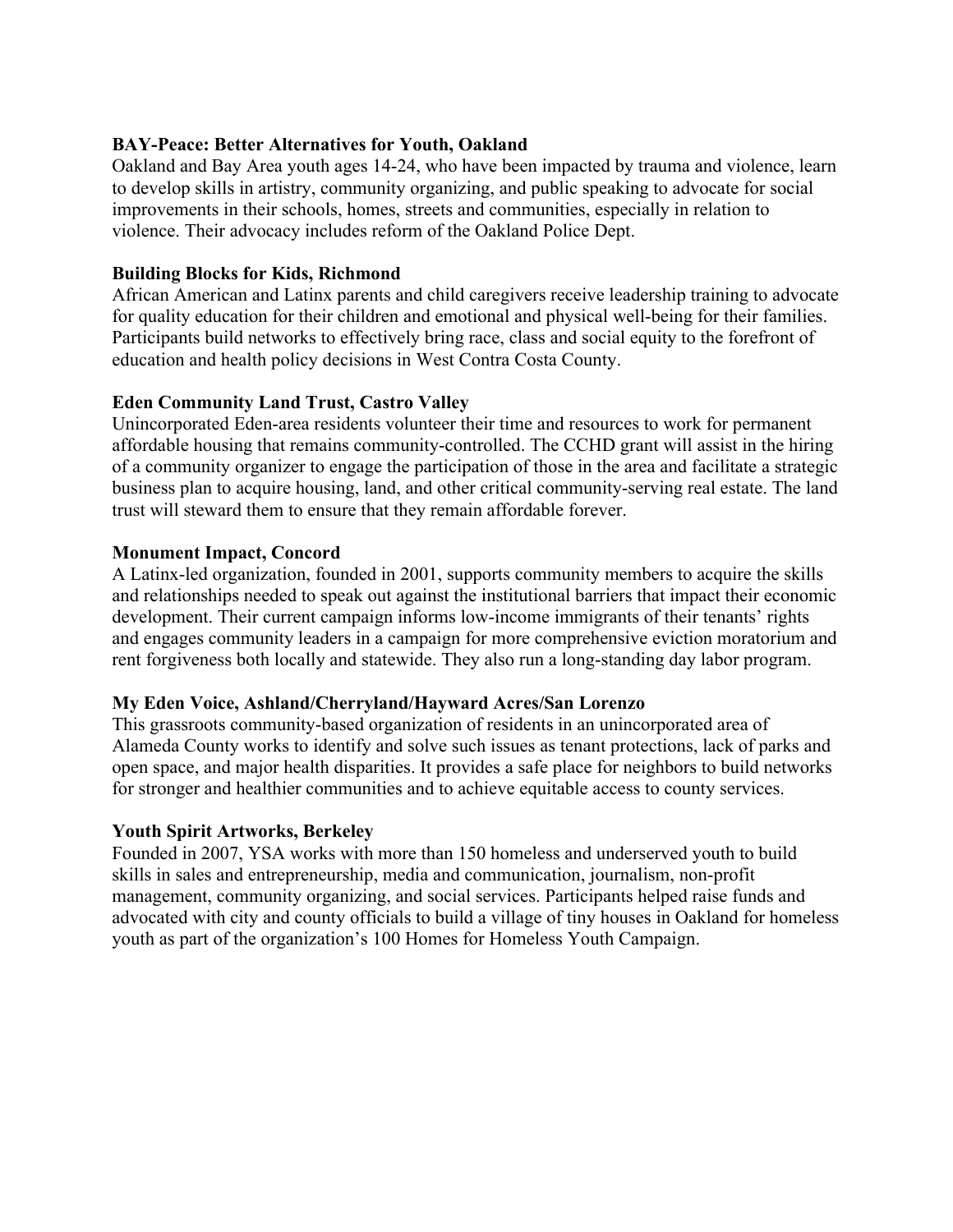**BAY-Peace: Better Alternatives for Youth, Oakland**
Oakland and Bay Area youth ages 14-24, who have been impacted by trauma and violence, learn to develop skills in artistry, community organizing, and public speaking to advocate for social improvements in their schools, homes, streets and communities, especially in relation to violence. Their advocacy includes reform of the Oakland Police Dept.

**Building Blocks for Kids, Richmond**
African American and Latinx parents and child caregivers receive leadership training to advocate for quality education for their children and emotional and physical well-being for their families. Participants build networks to effectively bring race, class and social equity to the forefront of education and health policy decisions in West Contra Costa County.

**Eden Community Land Trust, Castro Valley**
Unincorporated Eden-area residents volunteer their time and resources to work for permanent affordable housing that remains community-controlled. The CCHD grant will assist in the hiring of a community organizer to engage the participation of those in the area and facilitate a strategic business plan to acquire housing, land, and other critical community-serving real estate. The land trust will steward them to ensure that they remain affordable forever.

**Monument Impact, Concord**
A Latinx-led organization, founded in 2001, supports community members to acquire the skills and relationships needed to speak out against the institutional barriers that impact their economic development. Their current campaign informs low-income immigrants of their tenants' rights and engages community leaders in a campaign for more comprehensive eviction moratorium and rent forgiveness both locally and statewide. They also run a long-standing day labor program.

**My Eden Voice, Ashland/Cherryland/Hayward Acres/San Lorenzo**
This grassroots community-based organization of residents in an unincorporated area of Alameda County works to identify and solve such issues as tenant protections, lack of parks and open space, and major health disparities. It provides a safe place for neighbors to build networks for stronger and healthier communities and to achieve equitable access to county services.

**Youth Spirit Artworks, Berkeley**
Founded in 2007, YSA works with more than 150 homeless and underserved youth to build skills in sales and entrepreneurship, media and communication, journalism, non-profit management, community organizing, and social services. Participants helped raise funds and advocated with city and county officials to build a village of tiny houses in Oakland for homeless youth as part of the organization's 100 Homes for Homeless Youth Campaign.